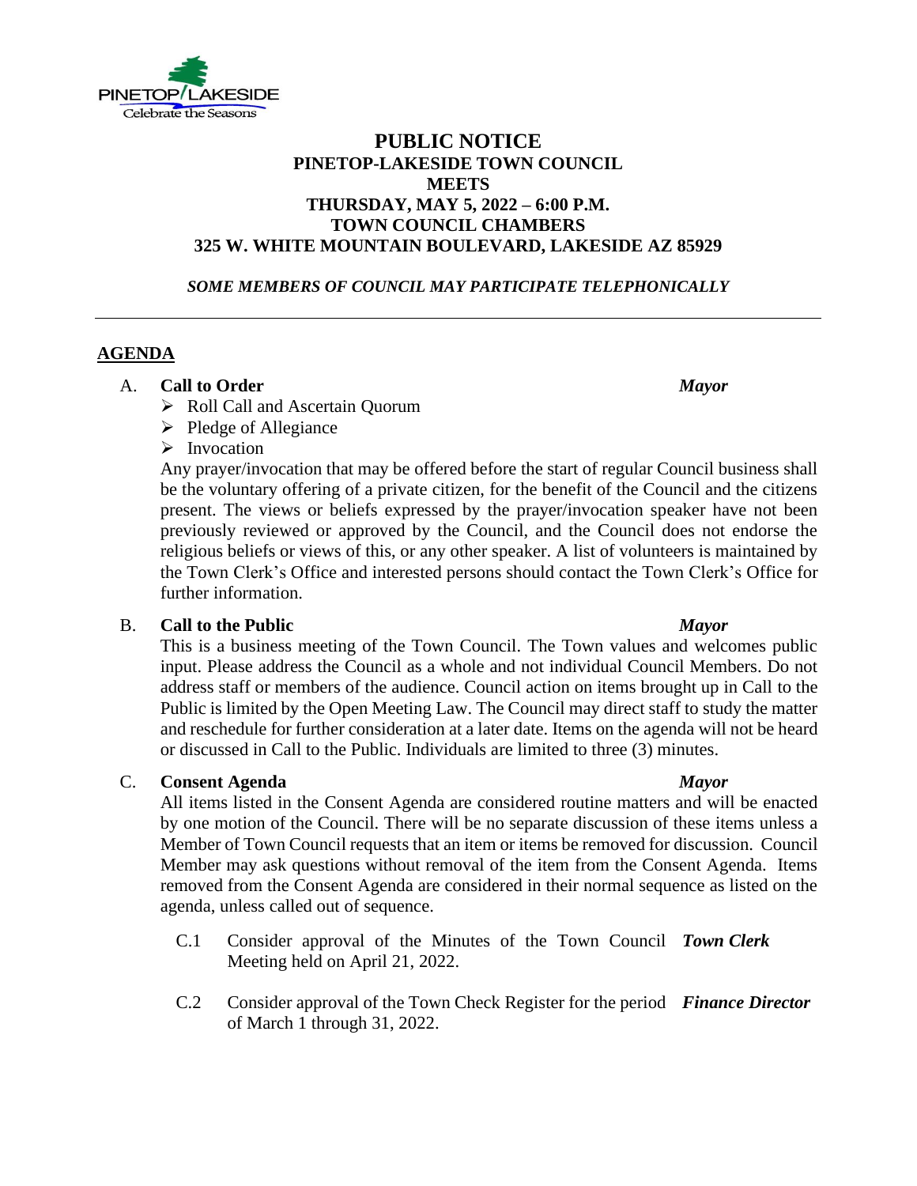PINETOP/LAKESIDE
Celebrate the Seasons

# PUBLIC NOTICE

## PINETOP-LAKESIDE TOWN COUNCIL MEETS THURSDAY, MAY 5, 2022 – 6:00 P.M. TOWN COUNCIL CHAMBERS 325 W. WHITE MOUNTAIN BOULEVARD, LAKESIDE AZ 85929

***SOME MEMBERS OF COUNCIL MAY PARTICIPATE TELEPHONICALLY***

---

## AGENDA

A. **Call to Order** — ***Mayor***

- Roll Call and Ascertain Quorum
- Pledge of Allegiance
- Invocation

Any prayer/invocation that may be offered before the start of regular Council business shall be the voluntary offering of a private citizen, for the benefit of the Council and the citizens present. The views or beliefs expressed by the prayer/invocation speaker have not been previously reviewed or approved by the Council, and the Council does not endorse the religious beliefs or views of this, or any other speaker. A list of volunteers is maintained by the Town Clerk's Office and interested persons should contact the Town Clerk's Office for further information.

B. **Call to the Public** — ***Mayor***

This is a business meeting of the Town Council. The Town values and welcomes public input. Please address the Council as a whole and not individual Council Members. Do not address staff or members of the audience. Council action on items brought up in Call to the Public is limited by the Open Meeting Law. The Council may direct staff to study the matter and reschedule for further consideration at a later date. Items on the agenda will not be heard or discussed in Call to the Public. Individuals are limited to three (3) minutes.

C. **Consent Agenda** — ***Mayor***

All items listed in the Consent Agenda are considered routine matters and will be enacted by one motion of the Council. There will be no separate discussion of these items unless a Member of Town Council requests that an item or items be removed for discussion. Council Member may ask questions without removal of the item from the Consent Agenda. Items removed from the Consent Agenda are considered in their normal sequence as listed on the agenda, unless called out of sequence.

C.1 Consider approval of the Minutes of the Town Council Meeting held on April 21, 2022. — ***Town Clerk***

C.2 Consider approval of the Town Check Register for the period of March 1 through 31, 2022. — ***Finance Director***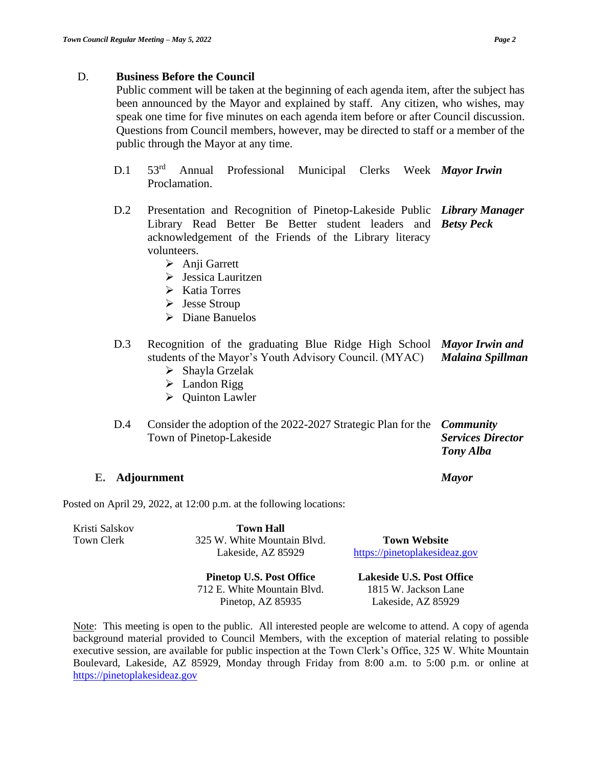## D. Business Before the Council

Public comment will be taken at the beginning of each agenda item, after the subject has been announced by the Mayor and explained by staff. Any citizen, who wishes, may speak one time for five minutes on each agenda item before or after Council discussion. Questions from Council members, however, may be directed to staff or a member of the public through the Mayor at any time.

| | | |
|---|---|---|
| D.1 | 53rd Annual Professional Municipal Clerks Week Proclamation. | ***Mayor Irwin*** |
| D.2 | Presentation and Recognition of Pinetop-Lakeside Public Library Read Better Be Better student leaders and acknowledgement of the Friends of the Library literacy volunteers.<br>➢ Anji Garrett<br>➢ Jessica Lauritzen<br>➢ Katia Torres<br>➢ Jesse Stroup<br>➢ Diane Banuelos | ***Library Manager Betsy Peck*** |
| D.3 | Recognition of the graduating Blue Ridge High School students of the Mayor's Youth Advisory Council. (MYAC)<br>➢ Shayla Grzelak<br>➢ Landon Rigg<br>➢ Quinton Lawler | ***Mayor Irwin and Malaina Spillman*** |
| D.4 | Consider the adoption of the 2022-2027 Strategic Plan for the Town of Pinetop-Lakeside | ***Community Services Director Tony Alba*** |

## E. Adjournment — ***Mayor***

Posted on April 29, 2022, at 12:00 p.m. at the following locations:

Kristi Salskov
Town Clerk

**Town Hall**
325 W. White Mountain Blvd.
Lakeside, AZ 85929

**Town Website**
https://pinetoplakesideaz.gov

**Pinetop U.S. Post Office**
712 E. White Mountain Blvd.
Pinetop, AZ 85935

**Lakeside U.S. Post Office**
1815 W. Jackson Lane
Lakeside, AZ 85929

Note: This meeting is open to the public. All interested people are welcome to attend. A copy of agenda background material provided to Council Members, with the exception of material relating to possible executive session, are available for public inspection at the Town Clerk's Office, 325 W. White Mountain Boulevard, Lakeside, AZ 85929, Monday through Friday from 8:00 a.m. to 5:00 p.m. or online at https://pinetoplakesideaz.gov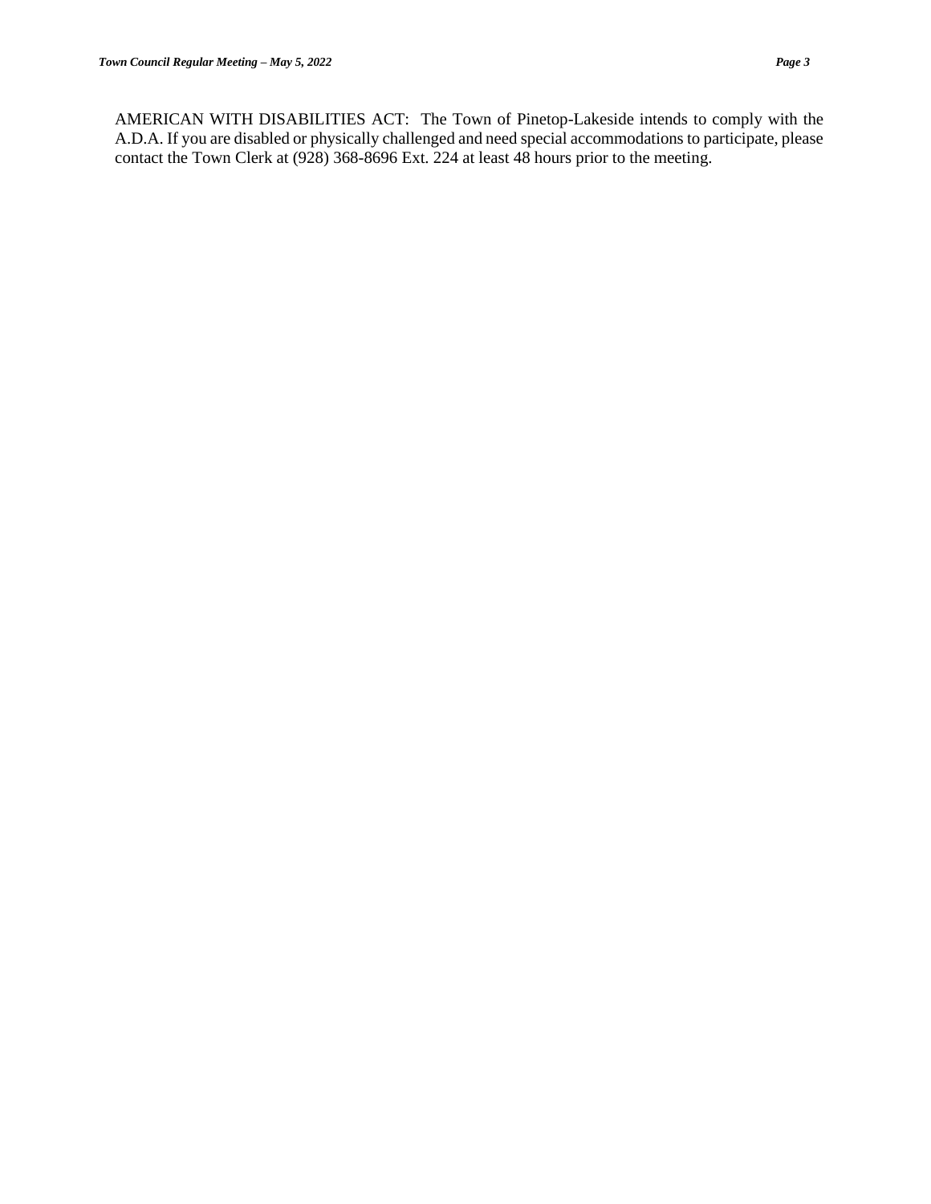AMERICAN WITH DISABILITIES ACT: The Town of Pinetop-Lakeside intends to comply with the A.D.A. If you are disabled or physically challenged and need special accommodations to participate, please contact the Town Clerk at (928) 368-8696 Ext. 224 at least 48 hours prior to the meeting.